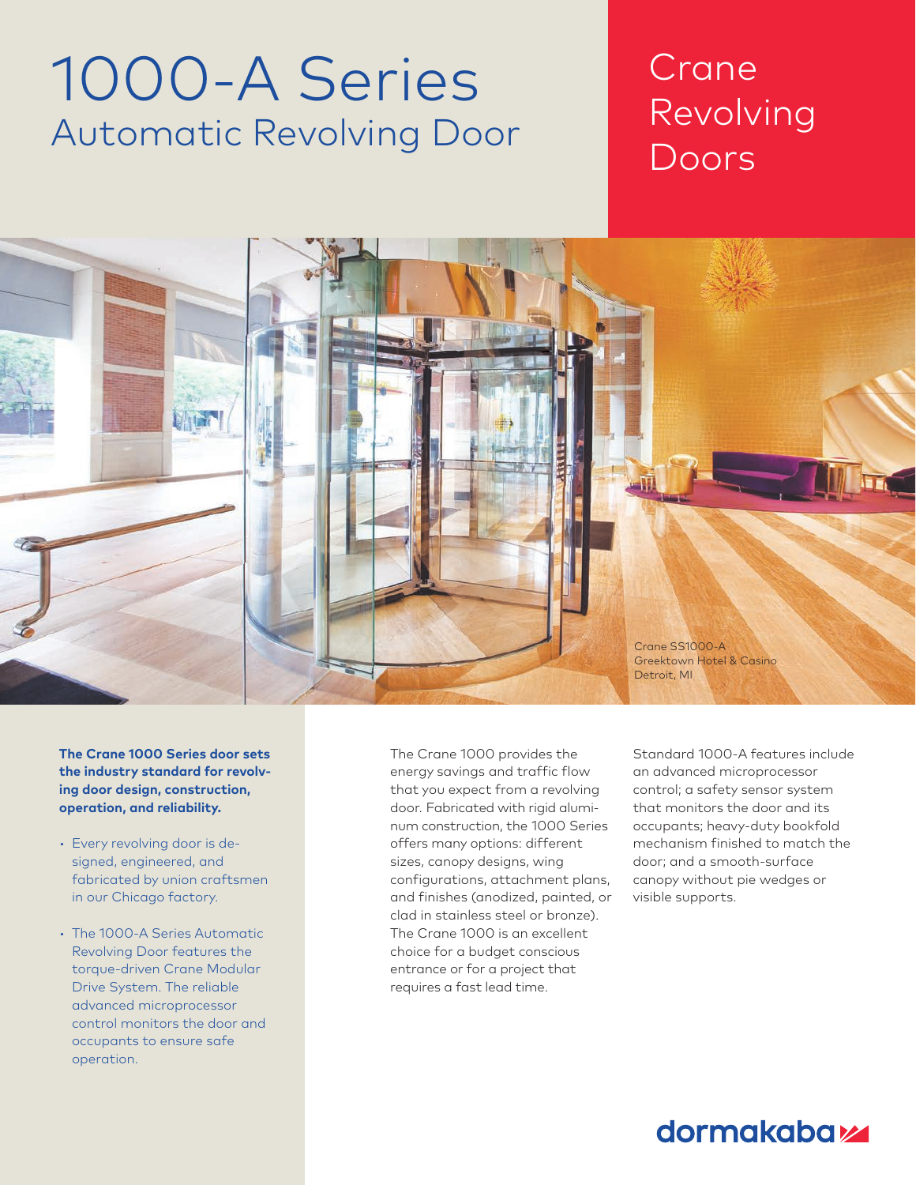# 1000-A Series

## Automatic Revolving Door

Crane Revolving Doors

Crane SS1000-A
Greektown Hotel & Casino
Detroit, MI

**The Crane 1000 Series door sets the industry standard for revolving door design, construction, operation, and reliability.**

- Every revolving door is designed, engineered, and fabricated by union craftsmen in our Chicago factory.
- The 1000-A Series Automatic Revolving Door features the torque-driven Crane Modular Drive System. The reliable advanced microprocessor control monitors the door and occupants to ensure safe operation.

The Crane 1000 provides the energy savings and traffic flow that you expect from a revolving door. Fabricated with rigid aluminum construction, the 1000 Series offers many options: different sizes, canopy designs, wing configurations, attachment plans, and finishes (anodized, painted, or clad in stainless steel or bronze). The Crane 1000 is an excellent choice for a budget conscious entrance or for a project that requires a fast lead time.

Standard 1000-A features include an advanced microprocessor control; a safety sensor system that monitors the door and its occupants; heavy-duty bookfold mechanism finished to match the door; and a smooth-surface canopy without pie wedges or visible supports.

dormakaba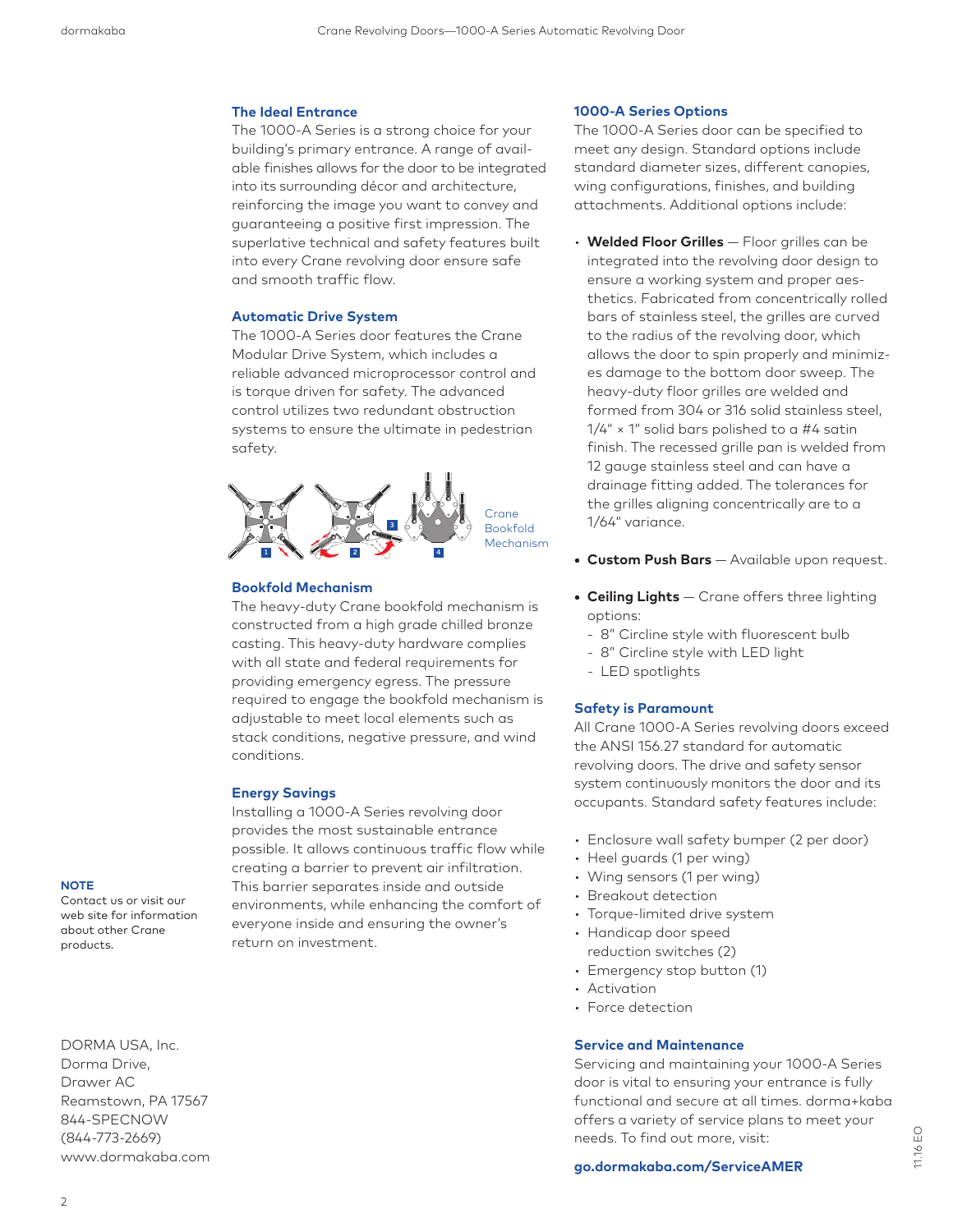## The Ideal Entrance

The 1000-A Series is a strong choice for your building's primary entrance. A range of available finishes allows for the door to be integrated into its surrounding décor and architecture, reinforcing the image you want to convey and guaranteeing a positive first impression. The superlative technical and safety features built into every Crane revolving door ensure safe and smooth traffic flow.

## Automatic Drive System

The 1000-A Series door features the Crane Modular Drive System, which includes a reliable advanced microprocessor control and is torque driven for safety. The advanced control utilizes two redundant obstruction systems to ensure the ultimate in pedestrian safety.

1 2 3 4

Crane Bookfold Mechanism

## Bookfold Mechanism

The heavy-duty Crane bookfold mechanism is constructed from a high grade chilled bronze casting. This heavy-duty hardware complies with all state and federal requirements for providing emergency egress. The pressure required to engage the bookfold mechanism is adjustable to meet local elements such as stack conditions, negative pressure, and wind conditions.

## Energy Savings

Installing a 1000-A Series revolving door provides the most sustainable entrance possible. It allows continuous traffic flow while creating a barrier to prevent air infiltration. This barrier separates inside and outside environments, while enhancing the comfort of everyone inside and ensuring the owner's return on investment.

## 1000-A Series Options

The 1000-A Series door can be specified to meet any design. Standard options include standard diameter sizes, different canopies, wing configurations, finishes, and building attachments. Additional options include:

- **Welded Floor Grilles** — Floor grilles can be integrated into the revolving door design to ensure a working system and proper aesthetics. Fabricated from concentrically rolled bars of stainless steel, the grilles are curved to the radius of the revolving door, which allows the door to spin properly and minimizes damage to the bottom door sweep. The heavy-duty floor grilles are welded and formed from 304 or 316 solid stainless steel, 1/4" × 1" solid bars polished to a #4 satin finish. The recessed grille pan is welded from 12 gauge stainless steel and can have a drainage fitting added. The tolerances for the grilles aligning concentrically are to a 1/64" variance.
- **Custom Push Bars** — Available upon request.
- **Ceiling Lights** — Crane offers three lighting options:
  - 8" Circline style with fluorescent bulb
  - 8" Circline style with LED light
  - LED spotlights

## Safety is Paramount

All Crane 1000-A Series revolving doors exceed the ANSI 156.27 standard for automatic revolving doors. The drive and safety sensor system continuously monitors the door and its occupants. Standard safety features include:

- Enclosure wall safety bumper (2 per door)
- Heel guards (1 per wing)
- Wing sensors (1 per wing)
- Breakout detection
- Torque-limited drive system
- Handicap door speed reduction switches (2)
- Emergency stop button (1)
- Activation
- Force detection

## Service and Maintenance

Servicing and maintaining your 1000-A Series door is vital to ensuring your entrance is fully functional and secure at all times. dorma+kaba offers a variety of service plans to meet your needs. To find out more, visit:

**go.dormakaba.com/ServiceAMER**

**NOTE**
Contact us or visit our web site for information about other Crane products.

DORMA USA, Inc.
Dorma Drive,
Drawer AC
Reamstown, PA 17567
844-SPECNOW
(844-773-2669)
www.dormakaba.com

11.16 EO